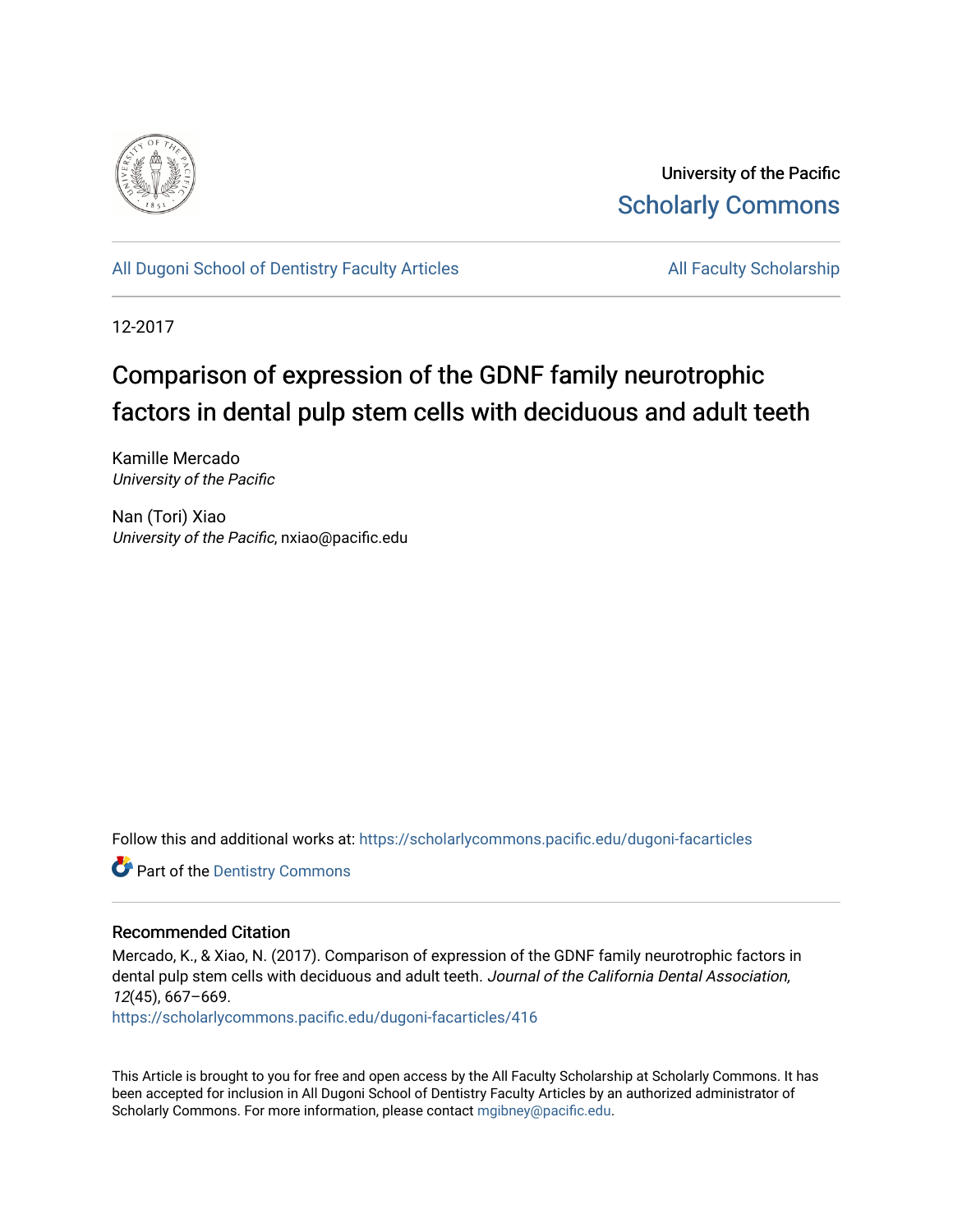University of the Pacific
Scholarly Commons

All Dugoni School of Dentistry Faculty Articles

All Faculty Scholarship

12-2017

# Comparison of expression of the GDNF family neurotrophic factors in dental pulp stem cells with deciduous and adult teeth

Kamille Mercado
*University of the Pacific*

Nan (Tori) Xiao
*University of the Pacific*, nxiao@pacific.edu

Follow this and additional works at: https://scholarlycommons.pacific.edu/dugoni-facarticles

Part of the Dentistry Commons

## Recommended Citation

Mercado, K., & Xiao, N. (2017). Comparison of expression of the GDNF family neurotrophic factors in dental pulp stem cells with deciduous and adult teeth. *Journal of the California Dental Association, 12*(45), 667–669.
https://scholarlycommons.pacific.edu/dugoni-facarticles/416

This Article is brought to you for free and open access by the All Faculty Scholarship at Scholarly Commons. It has been accepted for inclusion in All Dugoni School of Dentistry Faculty Articles by an authorized administrator of Scholarly Commons. For more information, please contact mgibney@pacific.edu.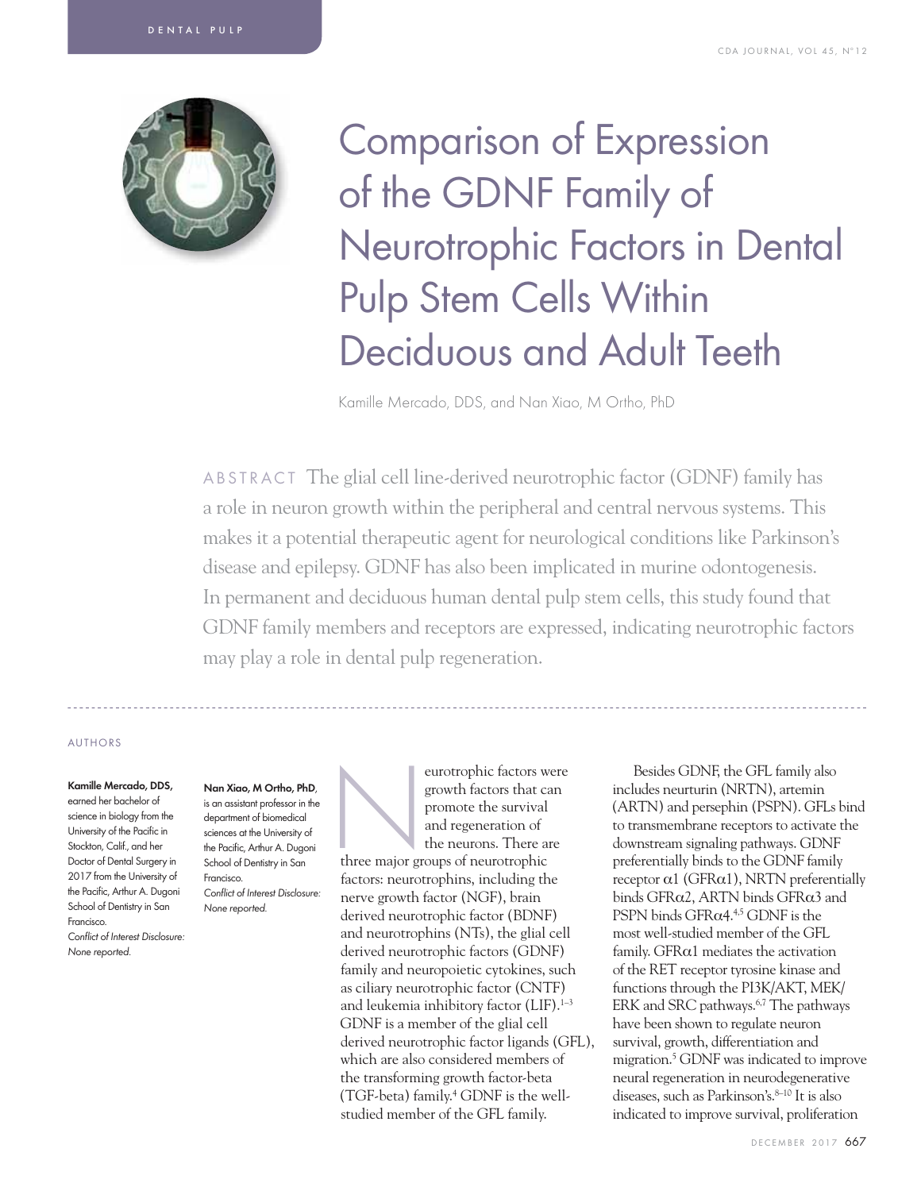# Comparison of Expression of the GDNF Family of Neurotrophic Factors in Dental Pulp Stem Cells Within Deciduous and Adult Teeth

Kamille Mercado, DDS, and Nan Xiao, M Ortho, PhD

ABSTRACT The glial cell line-derived neurotrophic factor (GDNF) family has a role in neuron growth within the peripheral and central nervous systems. This makes it a potential therapeutic agent for neurological conditions like Parkinson's disease and epilepsy. GDNF has also been implicated in murine odontogenesis. In permanent and deciduous human dental pulp stem cells, this study found that GDNF family members and receptors are expressed, indicating neurotrophic factors may play a role in dental pulp regeneration.

## AUTHORS

**Kamille Mercado, DDS,** earned her bachelor of science in biology from the University of the Pacific in Stockton, Calif., and her Doctor of Dental Surgery in 2017 from the University of the Pacific, Arthur A. Dugoni School of Dentistry in San Francisco.
*Conflict of Interest Disclosure: None reported.*

**Nan Xiao, M Ortho, PhD**, is an assistant professor in the department of biomedical sciences at the University of the Pacific, Arthur A. Dugoni School of Dentistry in San Francisco.
*Conflict of Interest Disclosure: None reported.*

Neurotrophic factors were growth factors that can promote the survival and regeneration of the neurons. There are three major groups of neurotrophic factors: neurotrophins, including the nerve growth factor (NGF), brain derived neurotrophic factor (BDNF) and neurotrophins (NTs), the glial cell derived neurotrophic factors (GDNF) family and neuropoietic cytokines, such as ciliary neurotrophic factor (CNTF) and leukemia inhibitory factor (LIF).[1–3] GDNF is a member of the glial cell derived neurotrophic factor ligands (GFL), which are also considered members of the transforming growth factor-beta (TGF-beta) family.[4] GDNF is the well-studied member of the GFL family.

Besides GDNF, the GFL family also includes neurturin (NRTN), artemin (ARTN) and persephin (PSPN). GFLs bind to transmembrane receptors to activate the downstream signaling pathways. GDNF preferentially binds to the GDNF family receptor $\alpha 1$ (GFR$\alpha$1), NRTN preferentially binds GFR$\alpha$2, ARTN binds GFR$\alpha$3 and PSPN binds GFR$\alpha$4.[4,5] GDNF is the most well-studied member of the GFL family. GFR$\alpha$1 mediates the activation of the RET receptor tyrosine kinase and functions through the PI3K/AKT, MEK/ERK and SRC pathways.[6,7] The pathways have been shown to regulate neuron survival, growth, differentiation and migration.[5] GDNF was indicated to improve neural regeneration in neurodegenerative diseases, such as Parkinson's.[8–10] It is also indicated to improve survival, proliferation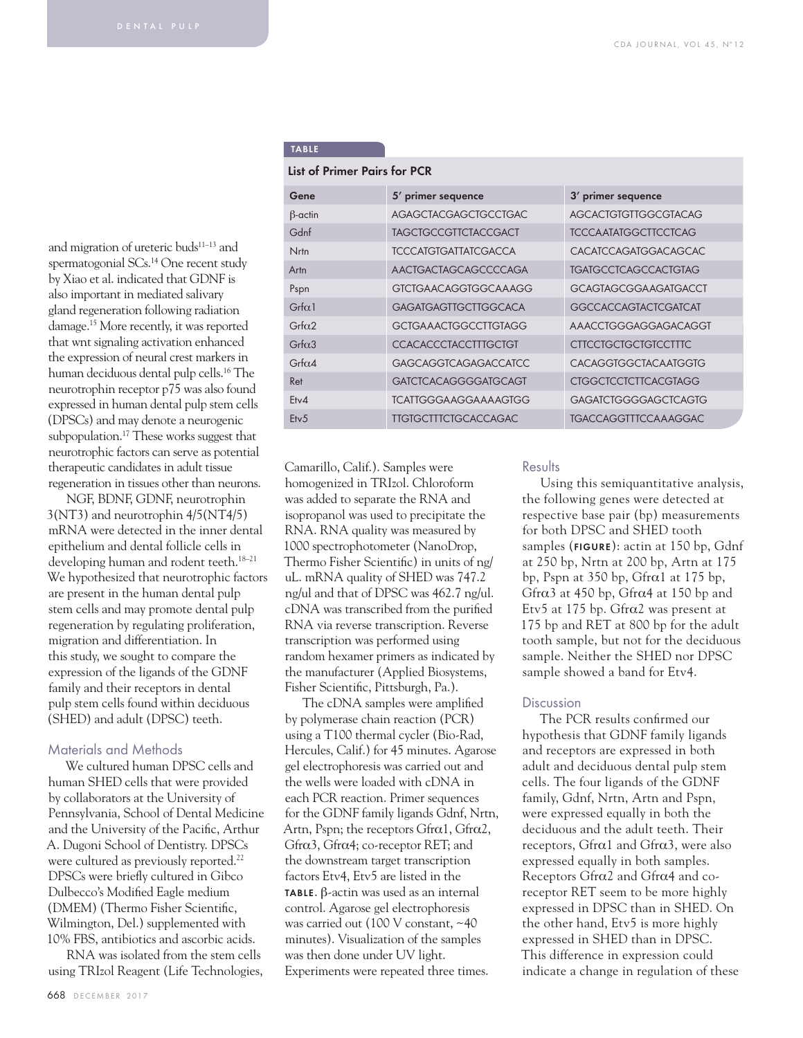and migration of ureteric buds[11–13] and spermatogonial SCs.[14] One recent study by Xiao et al. indicated that GDNF is also important in mediated salivary gland regeneration following radiation damage.[15] More recently, it was reported that wnt signaling activation enhanced the expression of neural crest markers in human deciduous dental pulp cells.[16] The neurotrophin receptor p75 was also found expressed in human dental pulp stem cells (DPSCs) and may denote a neurogenic subpopulation.[17] These works suggest that neurotrophic factors can serve as potential therapeutic candidates in adult tissue regeneration in tissues other than neurons.

NGF, BDNF, GDNF, neurotrophin 3(NT3) and neurotrophin 4/5(NT4/5) mRNA were detected in the inner dental epithelium and dental follicle cells in developing human and rodent teeth.[18–21] We hypothesized that neurotrophic factors are present in the human dental pulp stem cells and may promote dental pulp regeneration by regulating proliferation, migration and differentiation. In this study, we sought to compare the expression of the ligands of the GDNF family and their receptors in dental pulp stem cells found within deciduous (SHED) and adult (DPSC) teeth.

## Materials and Methods

We cultured human DPSC cells and human SHED cells that were provided by collaborators at the University of Pennsylvania, School of Dental Medicine and the University of the Pacific, Arthur A. Dugoni School of Dentistry. DPSCs were cultured as previously reported.[22] DPSCs were briefly cultured in Gibco Dulbecco's Modified Eagle medium (DMEM) (Thermo Fisher Scientific, Wilmington, Del.) supplemented with 10% FBS, antibiotics and ascorbic acids.

RNA was isolated from the stem cells using TRIzol Reagent (Life Technologies, Camarillo, Calif.). Samples were homogenized in TRIzol. Chloroform was added to separate the RNA and isopropanol was used to precipitate the RNA. RNA quality was measured by 1000 spectrophotometer (NanoDrop, Thermo Fisher Scientific) in units of ng/uL. mRNA quality of SHED was 747.2 ng/ul and that of DPSC was 462.7 ng/ul. cDNA was transcribed from the purified RNA via reverse transcription. Reverse transcription was performed using random hexamer primers as indicated by the manufacturer (Applied Biosystems, Fisher Scientific, Pittsburgh, Pa.).

The cDNA samples were amplified by polymerase chain reaction (PCR) using a T100 thermal cycler (Bio-Rad, Hercules, Calif.) for 45 minutes. Agarose gel electrophoresis was carried out and the wells were loaded with cDNA in each PCR reaction. Primer sequences for the GDNF family ligands Gdnf, Nrtn, Artn, Pspn; the receptors Gfrα1, Gfrα2, Gfrα3, Gfrα4; co-receptor RET; and the downstream target transcription factors Etv4, Etv5 are listed in the **TABLE**. β-actin was used as an internal control. Agarose gel electrophoresis was carried out (100 V constant, ~40 minutes). Visualization of the samples was then done under UV light. Experiments were repeated three times.

**TABLE**

**List of Primer Pairs for PCR**

| Gene | 5′ primer sequence | 3′ primer sequence |
|---|---|---|
| β-actin | AGAGCTACGAGCTGCCTGAC | AGCACTGTGTTGGCGTACAG |
| Gdnf | TAGCTGCCGTTCTACCGACT | TCCCAATATGGCTTCCTCAG |
| Nrtn | TCCCATGTGATTATCGACCA | CACATCCAGATGGACAGCAC |
| Artn | AACTGACTAGCAGCCCCAGA | TGATGCCTCAGCCACTGTAG |
| Pspn | GTCTGAACAGGTGGCAAAGG | GCAGTAGCGGAAGATGACCT |
| Grfα1 | GAGATGAGTTGCTTGGCACA | GGCCACCAGTACTCGATCAT |
| Grfα2 | GCTGAAACTGGCCTTGTAGG | AAACCTGGGAGGAGACAGGT |
| Grfα3 | CCACACCCTACCTTTGCTGT | CTTCCTGCTGCTGTCCTTTC |
| Grfα4 | GAGCAGGTCAGAGACCATCC | CACAGGTGGCTACAATGGTG |
| Ret | GATCTCACAGGGGATGCAGT | CTGGCTCCTCTTCACGTAGG |
| Etv4 | TCATTGGGAAGGAAAAGTGG | GAGATCTGGGGAGCTCAGTG |
| Etv5 | TTGTGCTTTCTGCACCAGAC | TGACCAGGTTTCCAAAGGAC |

## Results

Using this semiquantitative analysis, the following genes were detected at respective base pair (bp) measurements for both DPSC and SHED tooth samples (**FIGURE**): actin at 150 bp, Gdnf at 250 bp, Nrtn at 200 bp, Artn at 175 bp, Pspn at 350 bp, Gfrα1 at 175 bp, Gfrα3 at 450 bp, Gfrα4 at 150 bp and Etv5 at 175 bp. Gfrα2 was present at 175 bp and RET at 800 bp for the adult tooth sample, but not for the deciduous sample. Neither the SHED nor DPSC sample showed a band for Etv4.

## Discussion

The PCR results confirmed our hypothesis that GDNF family ligands and receptors are expressed in both adult and deciduous dental pulp stem cells. The four ligands of the GDNF family, Gdnf, Nrtn, Artn and Pspn, were expressed equally in both the deciduous and the adult teeth. Their receptors, Gfrα1 and Gfrα3, were also expressed equally in both samples. Receptors Gfrα2 and Gfrα4 and co-receptor RET seem to be more highly expressed in DPSC than in SHED. On the other hand, Etv5 is more highly expressed in SHED than in DPSC. This difference in expression could indicate a change in regulation of these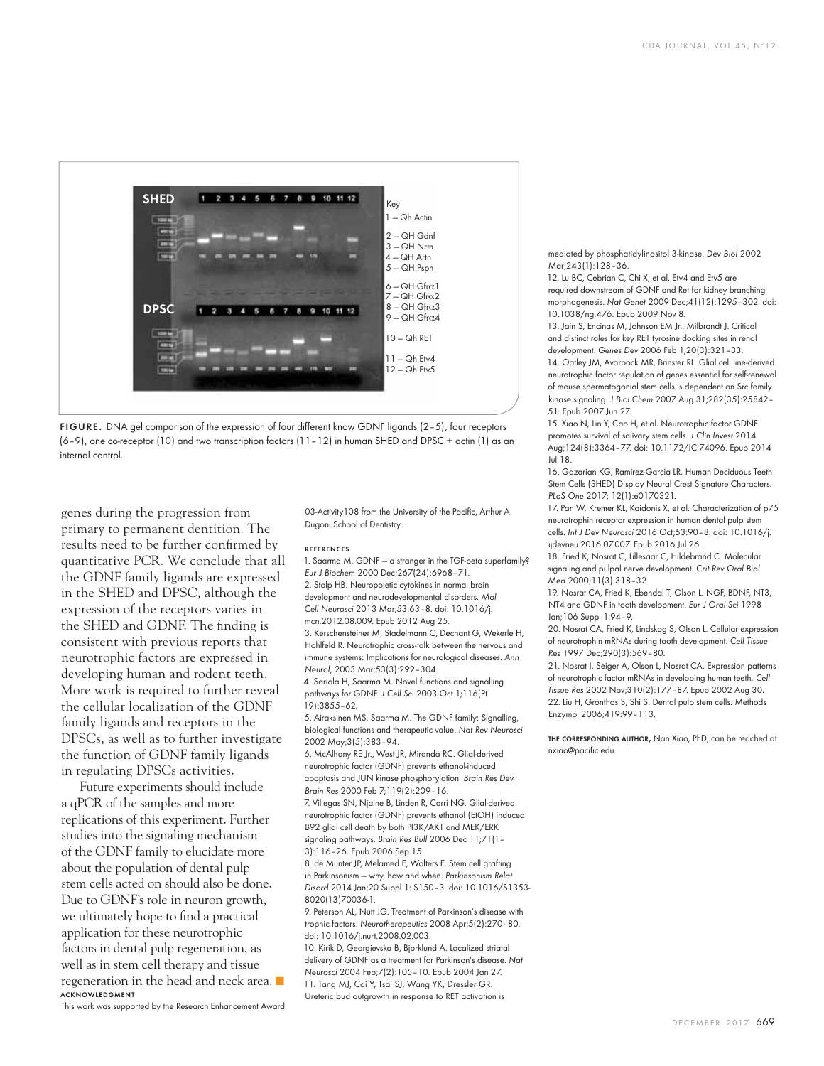SHED 1 2 3 4 5 6 7 8 9 10 11 12

DPSC 1 2 3 4 5 6 7 8 9 10 11 12

Key
1 – Qh Actin
2 – QH Gdnf
3 – QH Nrtn
4 – QH Artn
5 – QH Pspn
6 – QH Gfrα1
7 – QH Gfrα2
8 – QH Gfrα3
9 – QH Gfrα4
10 – Qh RET
11 – Qh Etv4
12 – Qh Etv5

**FIGURE.** DNA gel comparison of the expression of four different know GDNF ligands (2–5), four receptors (6–9), one co-receptor (10) and two transcription factors (11–12) in human SHED and DPSC + actin (1) as an internal control.

genes during the progression from primary to permanent dentition. The results need to be further confirmed by quantitative PCR. We conclude that all the GDNF family ligands are expressed in the SHED and DPSC, although the expression of the receptors varies in the SHED and GDNF. The finding is consistent with previous reports that neurotrophic factors are expressed in developing human and rodent teeth. More work is required to further reveal the cellular localization of the GDNF family ligands and receptors in the DPSCs, as well as to further investigate the function of GDNF family ligands in regulating DPSCs activities.

Future experiments should include a qPCR of the samples and more replications of this experiment. Further studies into the signaling mechanism of the GDNF family to elucidate more about the population of dental pulp stem cells acted on should also be done. Due to GDNF's role in neuron growth, we ultimately hope to find a practical application for these neurotrophic factors in dental pulp regeneration, as well as in stem cell therapy and tissue regeneration in the head and neck area. ■

### ACKNOWLEDGMENT

This work was supported by the Research Enhancement Award 03-Activity108 from the University of the Pacific, Arthur A. Dugoni School of Dentistry.

### REFERENCES

1. Saarma M. GDNF — a stranger in the TGF-beta superfamily? *Eur J Biochem* 2000 Dec;267(24):6968–71.
2. Stolp HB. Neuropoietic cytokines in normal brain development and neurodevelopmental disorders. *Mol Cell Neurosci* 2013 Mar;53:63–8. doi: 10.1016/j.mcn.2012.08.009. Epub 2012 Aug 25.
3. Kerschensteiner M, Stadelmann C, Dechant G, Wekerle H, Hohlfeld R. Neurotrophic cross-talk between the nervous and immune systems: Implications for neurological diseases. *Ann Neurol*, 2003 Mar;53(3):292–304.
4. Sariola H, Saarma M. Novel functions and signalling pathways for GDNF. *J Cell Sci* 2003 Oct 1;116(Pt 19):3855–62.
5. Airaksinen MS, Saarma M. The GDNF family: Signalling, biological functions and therapeutic value. *Nat Rev Neurosci* 2002 May;3(5):383–94.
6. McAlhany RE Jr., West JR, Miranda RC. Glial-derived neurotrophic factor (GDNF) prevents ethanol-induced apoptosis and JUN kinase phosphorylation. *Brain Res Dev Brain Res* 2000 Feb 7;119(2):209–16.
7. Villegas SN, Njaine B, Linden R, Carri NG. Glial-derived neurotrophic factor (GDNF) prevents ethanol (EtOH) induced B92 glial cell death by both PI3K/AKT and MEK/ERK signaling pathways. *Brain Res Bull* 2006 Dec 11;71(1–3):116–26. Epub 2006 Sep 15.
8. de Munter JP, Melamed E, Wolters E. Stem cell grafting in Parkinsonism — why, how and when. *Parkinsonism Relat Disord* 2014 Jan;20 Suppl 1: S150–3. doi: 10.1016/S1353-8020(13)70036-1.
9. Peterson AL, Nutt JG. Treatment of Parkinson's disease with trophic factors. *Neurotherapeutics* 2008 Apr;5(2):270–80. doi: 10.1016/j.nurt.2008.02.003.
10. Kirik D, Georgievska B, Bjorklund A. Localized striatal delivery of GDNF as a treatment for Parkinson's disease. *Nat Neurosci* 2004 Feb;7(2):105–10. Epub 2004 Jan 27.
11. Tang MJ, Cai Y, Tsai SJ, Wang YK, Dressler GR. Ureteric bud outgrowth in response to RET activation is mediated by phosphatidylinositol 3-kinase. *Dev Biol* 2002 Mar;243(1):128–36.
12. Lu BC, Cebrian C, Chi X, et al. Etv4 and Etv5 are required downstream of GDNF and Ret for kidney branching morphogenesis. *Nat Genet* 2009 Dec;41(12):1295–302. doi: 10.1038/ng.476. Epub 2009 Nov 8.
13. Jain S, Encinas M, Johnson EM Jr., Milbrandt J. Critical and distinct roles for key RET tyrosine docking sites in renal development. *Genes Dev* 2006 Feb 1;20(3):321–33.
14. Oatley JM, Avarbock MR, Brinster RL. Glial cell line-derived neurotrophic factor regulation of genes essential for self-renewal of mouse spermatogonial stem cells is dependent on Src family kinase signaling. *J Biol Chem* 2007 Aug 31;282(35):25842–51. Epub 2007 Jun 27.
15. Xiao N, Lin Y, Cao H, et al. Neurotrophic factor GDNF promotes survival of salivary stem cells. *J Clin Invest* 2014 Aug;124(8):3364–77. doi: 10.1172/JCI74096. Epub 2014 Jul 18.
16. Gazarian KG, Ramirez-Garcia LR. Human Deciduous Teeth Stem Cells (SHED) Display Neural Crest Signature Characters. *PLoS One* 2017; 12(1):e0170321.
17. Pan W, Kremer KL, Kaidonis X, et al. Characterization of p75 neurotrophin receptor expression in human dental pulp stem cells. *Int J Dev Neurosci* 2016 Oct;53:90–8. doi: 10.1016/j.ijdevneu.2016.07.007. Epub 2016 Jul 26.
18. Fried K, Nosrat C, Lillesaar C, Hildebrand C. Molecular signaling and pulpal nerve development. *Crit Rev Oral Biol Med* 2000;11(3):318–32.
19. Nosrat CA, Fried K, Ebendal T, Olson L. NGF, BDNF, NT3, NT4 and GDNF in tooth development. *Eur J Oral Sci* 1998 Jan;106 Suppl 1:94–9.
20. Nosrat CA, Fried K, Lindskog S, Olson L. Cellular expression of neurotrophin mRNAs during tooth development. *Cell Tissue Res* 1997 Dec;290(3):569–80.
21. Nosrat I, Seiger A, Olson L, Nosrat CA. Expression patterns of neurotrophic factor mRNAs in developing human teeth. *Cell Tissue Res* 2002 Nov;310(2):177–87. Epub 2002 Aug 30.
22. Liu H, Gronthos S, Shi S. Dental pulp stem cells. *Methods Enzymol* 2006;419:99–113.

**THE CORRESPONDING AUTHOR,** Nan Xiao, PhD, can be reached at nxiao@pacific.edu.